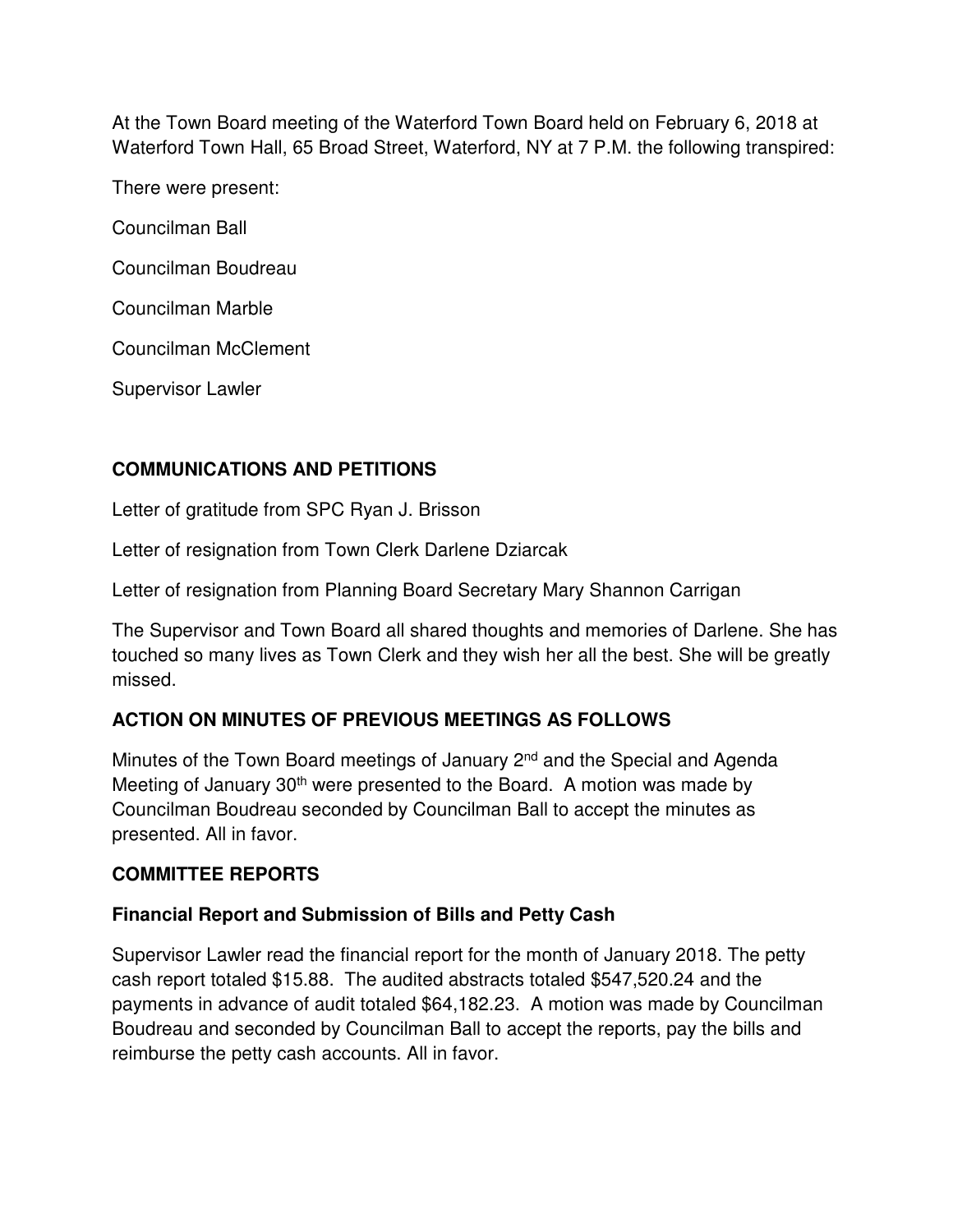At the Town Board meeting of the Waterford Town Board held on February 6, 2018 at Waterford Town Hall, 65 Broad Street, Waterford, NY at 7 P.M. the following transpired:

There were present:

Councilman Ball

Councilman Boudreau

Councilman Marble

Councilman McClement

Supervisor Lawler

**COMMUNICATIONS AND PETITIONS**

Letter of gratitude from SPC Ryan J. Brisson

Letter of resignation from Town Clerk Darlene Dziarcak

Letter of resignation from Planning Board Secretary Mary Shannon Carrigan

The Supervisor and Town Board all shared thoughts and memories of Darlene. She has touched so many lives as Town Clerk and they wish her all the best. She will be greatly missed.

**ACTION ON MINUTES OF PREVIOUS MEETINGS AS FOLLOWS**

Minutes of the Town Board meetings of January 2nd and the Special and Agenda Meeting of January 30th were presented to the Board. A motion was made by Councilman Boudreau seconded by Councilman Ball to accept the minutes as presented. All in favor.

**COMMITTEE REPORTS**

**Financial Report and Submission of Bills and Petty Cash**

Supervisor Lawler read the financial report for the month of January 2018. The petty cash report totaled $15.88. The audited abstracts totaled $547,520.24 and the payments in advance of audit totaled $64,182.23. A motion was made by Councilman Boudreau and seconded by Councilman Ball to accept the reports, pay the bills and reimburse the petty cash accounts. All in favor.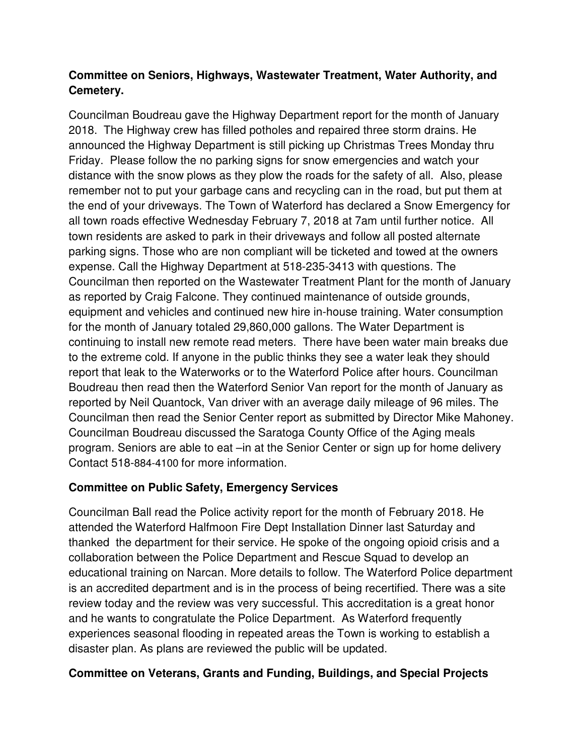**Committee on Seniors, Highways, Wastewater Treatment, Water Authority, and Cemetery.**

Councilman Boudreau gave the Highway Department report for the month of January 2018. The Highway crew has filled potholes and repaired three storm drains. He announced the Highway Department is still picking up Christmas Trees Monday thru Friday. Please follow the no parking signs for snow emergencies and watch your distance with the snow plows as they plow the roads for the safety of all. Also, please remember not to put your garbage cans and recycling can in the road, but put them at the end of your driveways. The Town of Waterford has declared a Snow Emergency for all town roads effective Wednesday February 7, 2018 at 7am until further notice. All town residents are asked to park in their driveways and follow all posted alternate parking signs. Those who are non compliant will be ticketed and towed at the owners expense. Call the Highway Department at 518-235-3413 with questions. The Councilman then reported on the Wastewater Treatment Plant for the month of January as reported by Craig Falcone. They continued maintenance of outside grounds, equipment and vehicles and continued new hire in-house training. Water consumption for the month of January totaled 29,860,000 gallons. The Water Department is continuing to install new remote read meters. There have been water main breaks due to the extreme cold. If anyone in the public thinks they see a water leak they should report that leak to the Waterworks or to the Waterford Police after hours. Councilman Boudreau then read then the Waterford Senior Van report for the month of January as reported by Neil Quantock, Van driver with an average daily mileage of 96 miles. The Councilman then read the Senior Center report as submitted by Director Mike Mahoney. Councilman Boudreau discussed the Saratoga County Office of the Aging meals program. Seniors are able to eat –in at the Senior Center or sign up for home delivery Contact 518-884-4100 for more information.

**Committee on Public Safety, Emergency Services**

Councilman Ball read the Police activity report for the month of February 2018. He attended the Waterford Halfmoon Fire Dept Installation Dinner last Saturday and thanked the department for their service. He spoke of the ongoing opioid crisis and a collaboration between the Police Department and Rescue Squad to develop an educational training on Narcan. More details to follow. The Waterford Police department is an accredited department and is in the process of being recertified. There was a site review today and the review was very successful. This accreditation is a great honor and he wants to congratulate the Police Department. As Waterford frequently experiences seasonal flooding in repeated areas the Town is working to establish a disaster plan. As plans are reviewed the public will be updated.

**Committee on Veterans, Grants and Funding, Buildings, and Special Projects**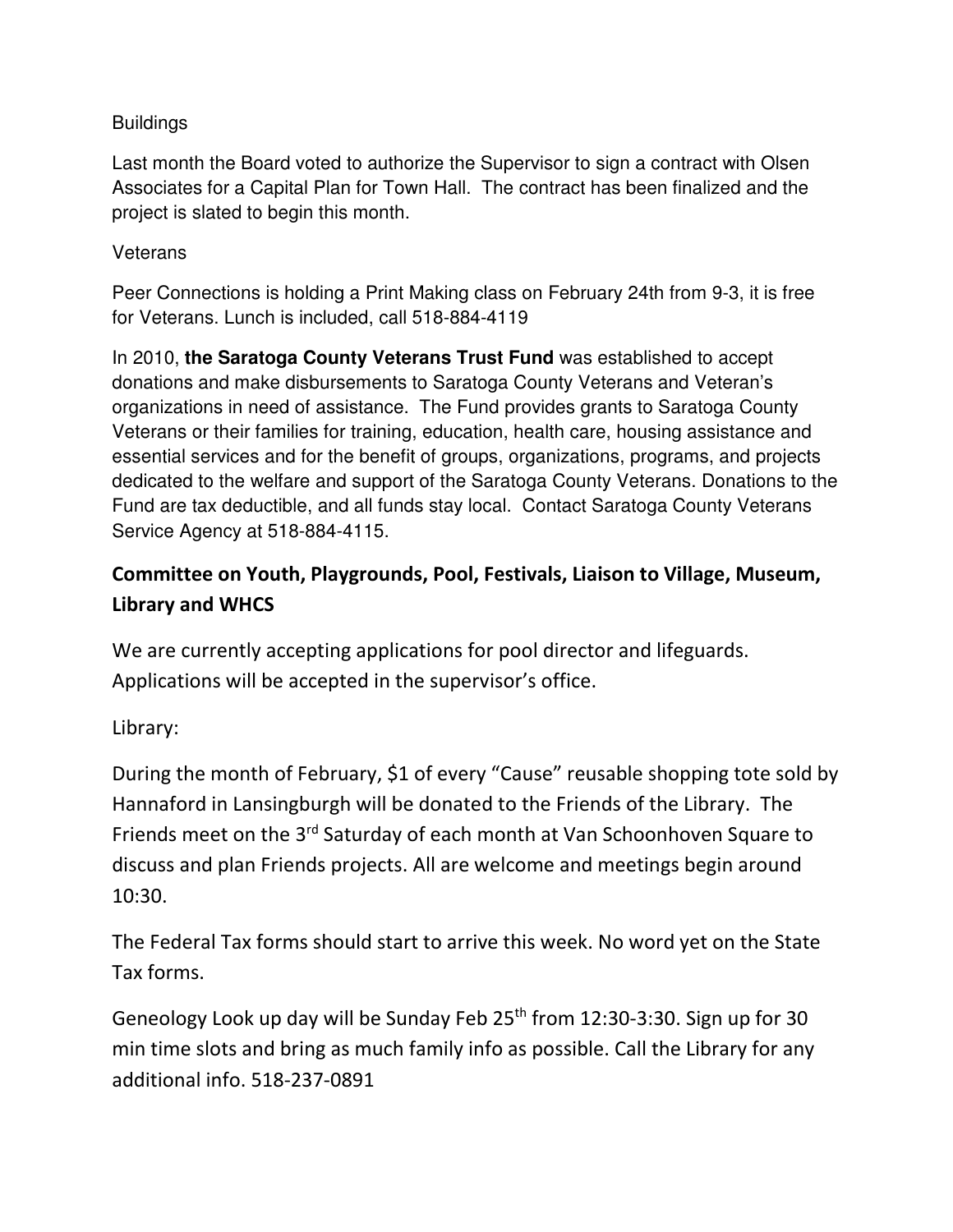Buildings

Last month the Board voted to authorize the Supervisor to sign a contract with Olsen Associates for a Capital Plan for Town Hall. The contract has been finalized and the project is slated to begin this month.

Veterans

Peer Connections is holding a Print Making class on February 24th from 9-3, it is free for Veterans. Lunch is included, call 518-884-4119

In 2010, **the Saratoga County Veterans Trust Fund** was established to accept donations and make disbursements to Saratoga County Veterans and Veteran's organizations in need of assistance. The Fund provides grants to Saratoga County Veterans or their families for training, education, health care, housing assistance and essential services and for the benefit of groups, organizations, programs, and projects dedicated to the welfare and support of the Saratoga County Veterans. Donations to the Fund are tax deductible, and all funds stay local. Contact Saratoga County Veterans Service Agency at 518-884-4115.

## Committee on Youth, Playgrounds, Pool, Festivals, Liaison to Village, Museum, Library and WHCS

We are currently accepting applications for pool director and lifeguards. Applications will be accepted in the supervisor's office.

Library:

During the month of February, $1 of every "Cause" reusable shopping tote sold by Hannaford in Lansingburgh will be donated to the Friends of the Library. The Friends meet on the 3rd Saturday of each month at Van Schoonhoven Square to discuss and plan Friends projects. All are welcome and meetings begin around 10:30.

The Federal Tax forms should start to arrive this week. No word yet on the State Tax forms.

Geneology Look up day will be Sunday Feb 25th from 12:30-3:30. Sign up for 30 min time slots and bring as much family info as possible. Call the Library for any additional info. 518-237-0891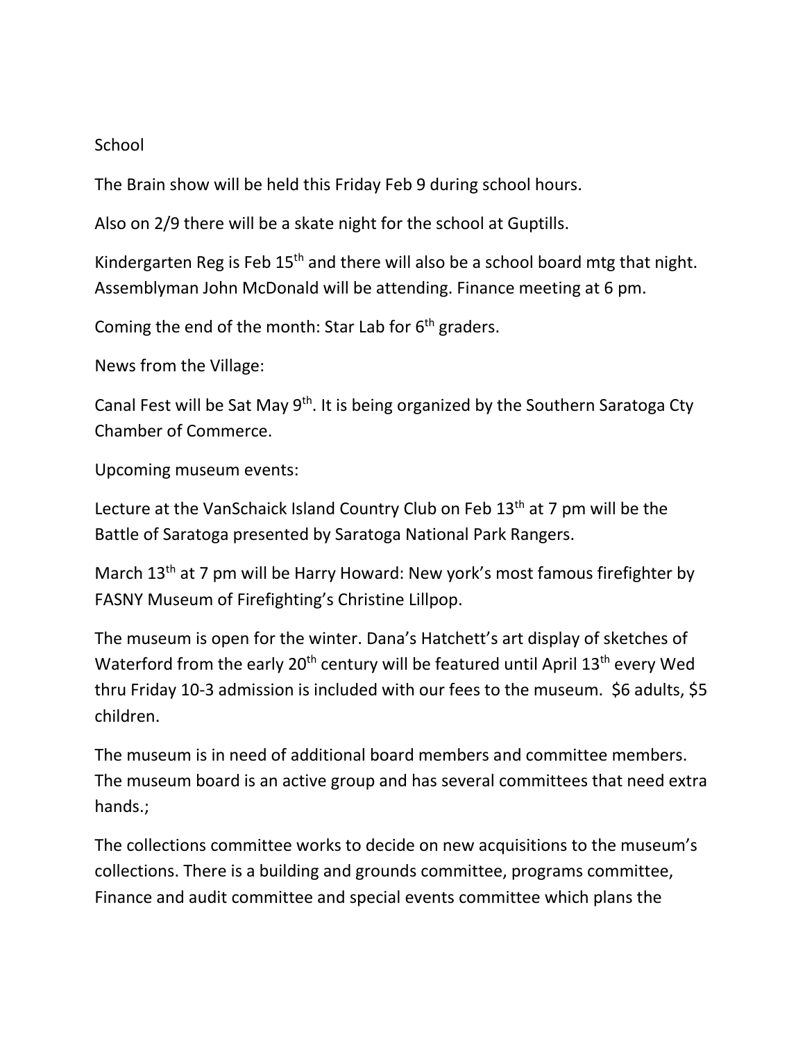School

The Brain show will be held this Friday Feb 9 during school hours.

Also on 2/9 there will be a skate night for the school at Guptills.

Kindergarten Reg is Feb 15th and there will also be a school board mtg that night. Assemblyman John McDonald will be attending. Finance meeting at 6 pm.

Coming the end of the month: Star Lab for 6th graders.

News from the Village:

Canal Fest will be Sat May 9th. It is being organized by the Southern Saratoga Cty Chamber of Commerce.

Upcoming museum events:

Lecture at the VanSchaick Island Country Club on Feb 13th at 7 pm will be the Battle of Saratoga presented by Saratoga National Park Rangers.

March 13th at 7 pm will be Harry Howard: New york's most famous firefighter by FASNY Museum of Firefighting's Christine Lillpop.

The museum is open for the winter. Dana's Hatchett's art display of sketches of Waterford from the early 20th century will be featured until April 13th every Wed thru Friday 10-3 admission is included with our fees to the museum. $6 adults, $5 children.

The museum is in need of additional board members and committee members. The museum board is an active group and has several committees that need extra hands.;

The collections committee works to decide on new acquisitions to the museum's collections. There is a building and grounds committee, programs committee, Finance and audit committee and special events committee which plans the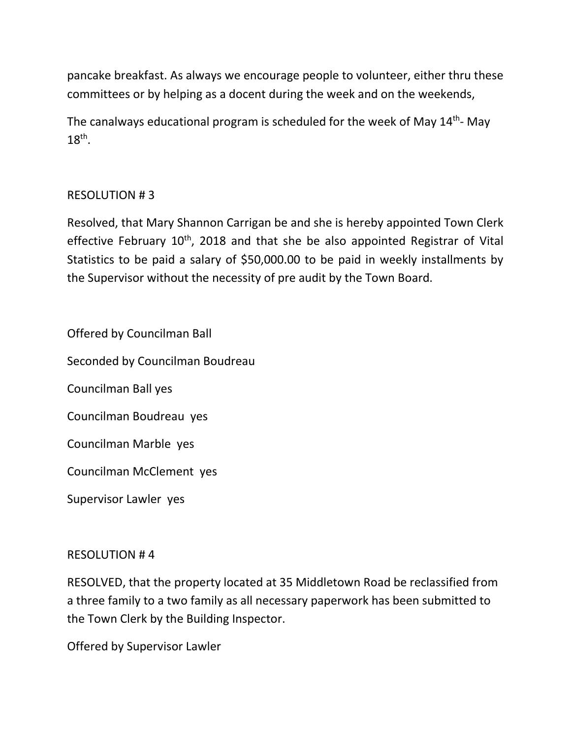pancake breakfast. As always we encourage people to volunteer, either thru these committees or by helping as a docent during the week and on the weekends,

The canalways educational program is scheduled for the week of May 14th- May 18th.

RESOLUTION # 3

Resolved, that Mary Shannon Carrigan be and she is hereby appointed Town Clerk effective February 10th, 2018 and that she be also appointed Registrar of Vital Statistics to be paid a salary of $50,000.00 to be paid in weekly installments by the Supervisor without the necessity of pre audit by the Town Board.

Offered by Councilman Ball

Seconded by Councilman Boudreau

Councilman Ball yes

Councilman Boudreau yes

Councilman Marble yes

Councilman McClement yes

Supervisor Lawler yes

RESOLUTION # 4

RESOLVED, that the property located at 35 Middletown Road be reclassified from a three family to a two family as all necessary paperwork has been submitted to the Town Clerk by the Building Inspector.

Offered by Supervisor Lawler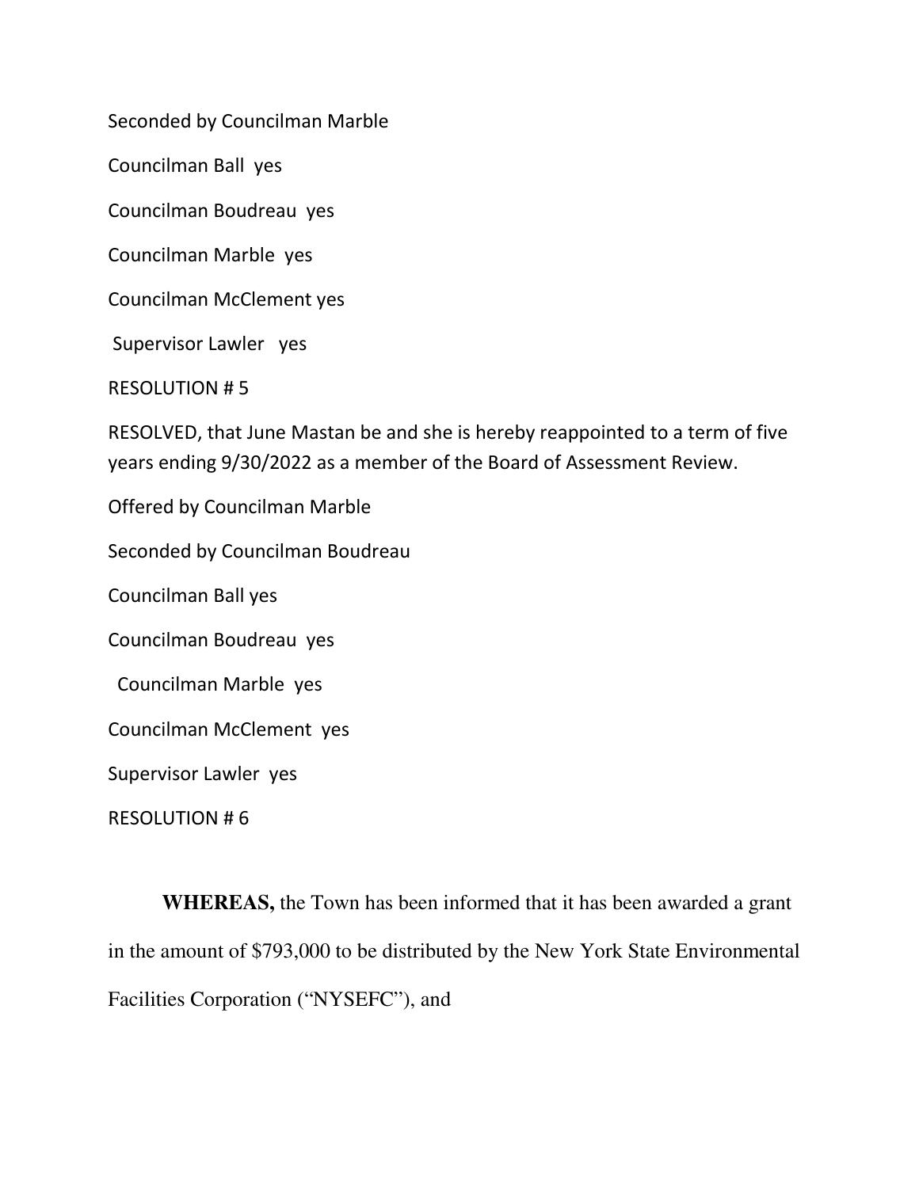Seconded by Councilman Marble

Councilman Ball yes

Councilman Boudreau yes

Councilman Marble yes

Councilman McClement yes

Supervisor Lawler yes

RESOLUTION # 5

RESOLVED, that June Mastan be and she is hereby reappointed to a term of five years ending 9/30/2022 as a member of the Board of Assessment Review.

Offered by Councilman Marble

Seconded by Councilman Boudreau

Councilman Ball yes

Councilman Boudreau yes

Councilman Marble yes

Councilman McClement yes

Supervisor Lawler yes

RESOLUTION # 6

**WHEREAS,** the Town has been informed that it has been awarded a grant in the amount of $793,000 to be distributed by the New York State Environmental Facilities Corporation ("NYSEFC"), and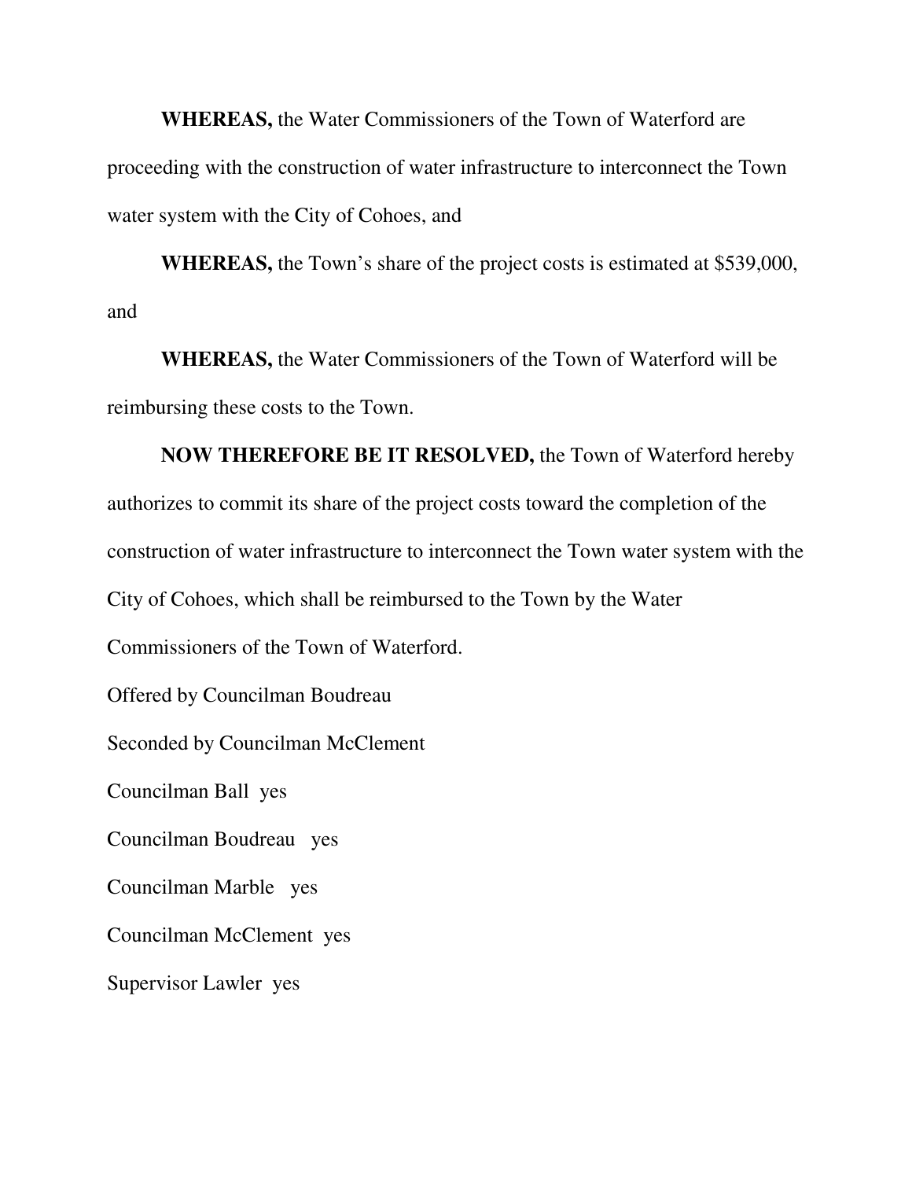**WHEREAS,** the Water Commissioners of the Town of Waterford are proceeding with the construction of water infrastructure to interconnect the Town water system with the City of Cohoes, and

**WHEREAS,** the Town's share of the project costs is estimated at $539,000, and

**WHEREAS,** the Water Commissioners of the Town of Waterford will be reimbursing these costs to the Town.

**NOW THEREFORE BE IT RESOLVED,** the Town of Waterford hereby authorizes to commit its share of the project costs toward the completion of the construction of water infrastructure to interconnect the Town water system with the City of Cohoes, which shall be reimbursed to the Town by the Water Commissioners of the Town of Waterford.

Offered by Councilman Boudreau

Seconded by Councilman McClement

Councilman Ball yes

Councilman Boudreau yes

Councilman Marble yes

Councilman McClement yes

Supervisor Lawler yes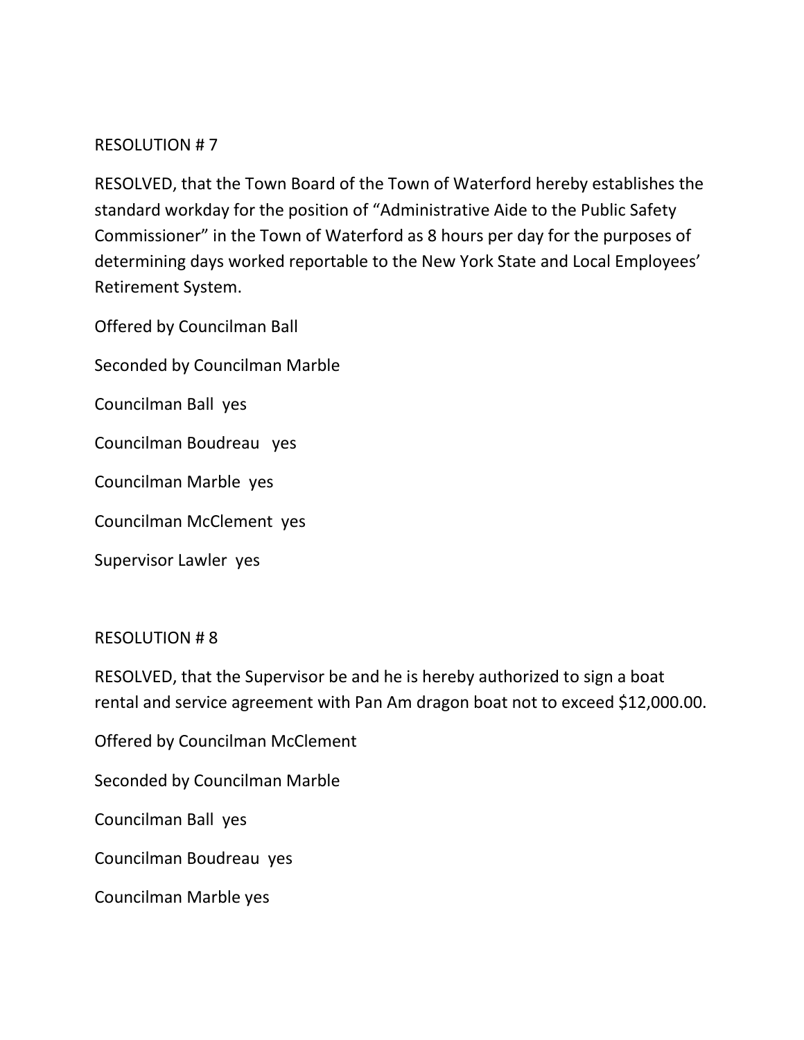RESOLUTION # 7

RESOLVED, that the Town Board of the Town of Waterford hereby establishes the standard workday for the position of "Administrative Aide to the Public Safety Commissioner" in the Town of Waterford as 8 hours per day for the purposes of determining days worked reportable to the New York State and Local Employees' Retirement System.

Offered by Councilman Ball

Seconded by Councilman Marble

Councilman Ball yes

Councilman Boudreau yes

Councilman Marble yes

Councilman McClement yes

Supervisor Lawler yes

RESOLUTION # 8

RESOLVED, that the Supervisor be and he is hereby authorized to sign a boat rental and service agreement with Pan Am dragon boat not to exceed $12,000.00.

Offered by Councilman McClement

Seconded by Councilman Marble

Councilman Ball yes

Councilman Boudreau yes

Councilman Marble yes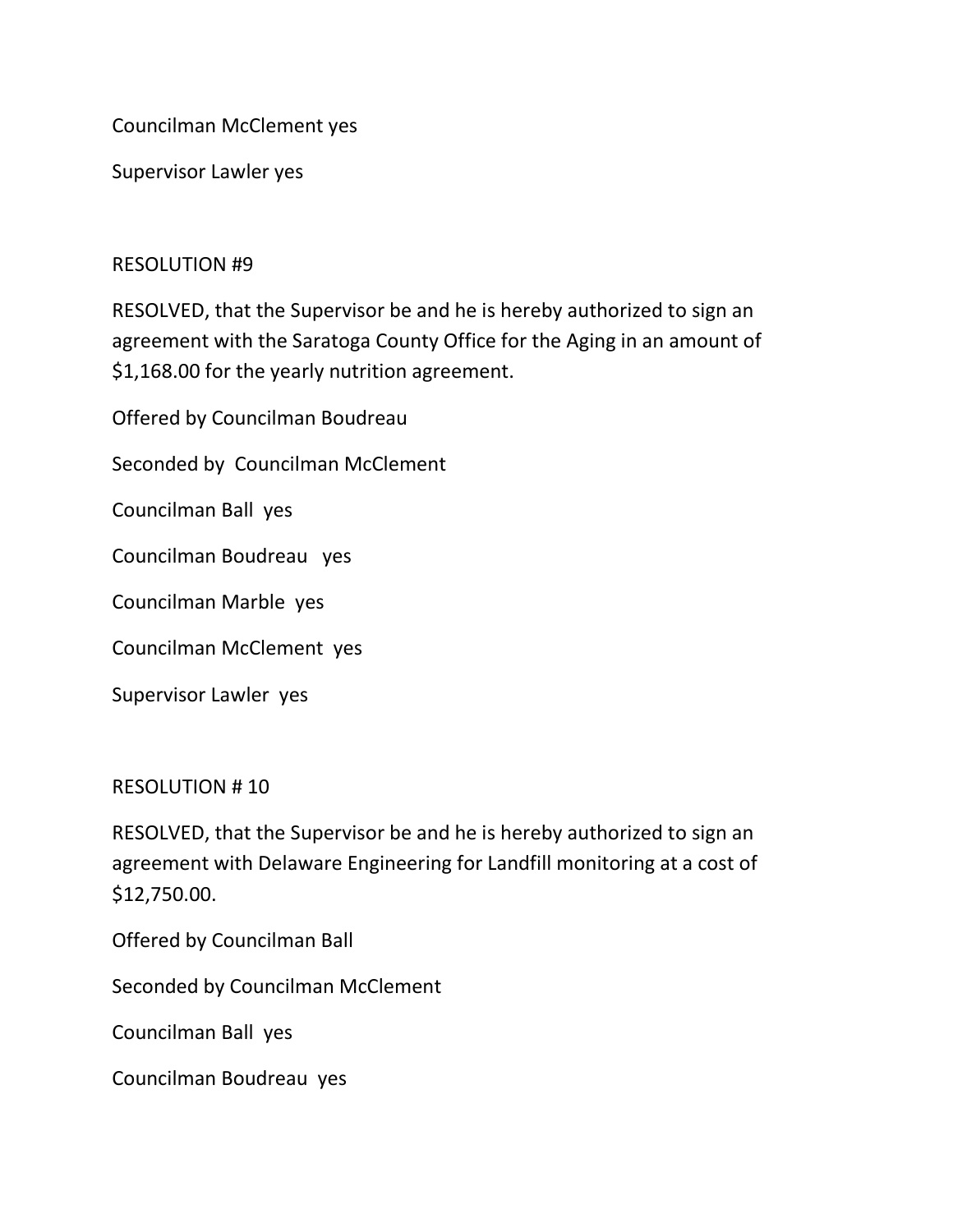Councilman McClement yes

Supervisor Lawler yes

RESOLUTION #9

RESOLVED, that the Supervisor be and he is hereby authorized to sign an agreement with the Saratoga County Office for the Aging in an amount of $1,168.00 for the yearly nutrition agreement.

Offered by Councilman Boudreau

Seconded by Councilman McClement

Councilman Ball yes

Councilman Boudreau yes

Councilman Marble yes

Councilman McClement yes

Supervisor Lawler yes

RESOLUTION # 10

RESOLVED, that the Supervisor be and he is hereby authorized to sign an agreement with Delaware Engineering for Landfill monitoring at a cost of $12,750.00.

Offered by Councilman Ball

Seconded by Councilman McClement

Councilman Ball yes

Councilman Boudreau yes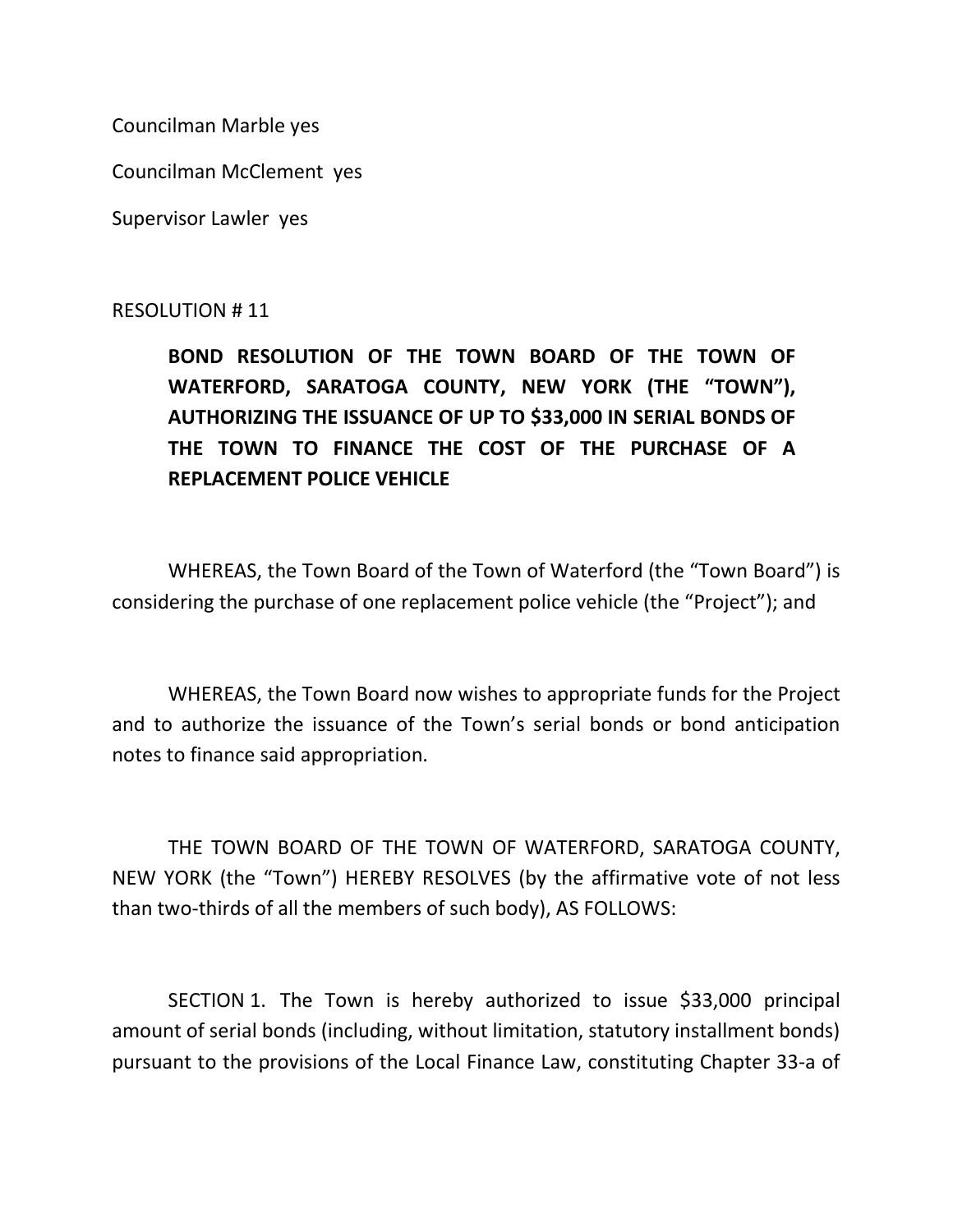Councilman Marble yes

Councilman McClement yes

Supervisor Lawler yes

RESOLUTION # 11

**BOND RESOLUTION OF THE TOWN BOARD OF THE TOWN OF WATERFORD, SARATOGA COUNTY, NEW YORK (THE "TOWN"), AUTHORIZING THE ISSUANCE OF UP TO $33,000 IN SERIAL BONDS OF THE TOWN TO FINANCE THE COST OF THE PURCHASE OF A REPLACEMENT POLICE VEHICLE**

WHEREAS, the Town Board of the Town of Waterford (the "Town Board") is considering the purchase of one replacement police vehicle (the "Project"); and

WHEREAS, the Town Board now wishes to appropriate funds for the Project and to authorize the issuance of the Town's serial bonds or bond anticipation notes to finance said appropriation.

THE TOWN BOARD OF THE TOWN OF WATERFORD, SARATOGA COUNTY, NEW YORK (the "Town") HEREBY RESOLVES (by the affirmative vote of not less than two-thirds of all the members of such body), AS FOLLOWS:

SECTION 1. The Town is hereby authorized to issue $33,000 principal amount of serial bonds (including, without limitation, statutory installment bonds) pursuant to the provisions of the Local Finance Law, constituting Chapter 33-a of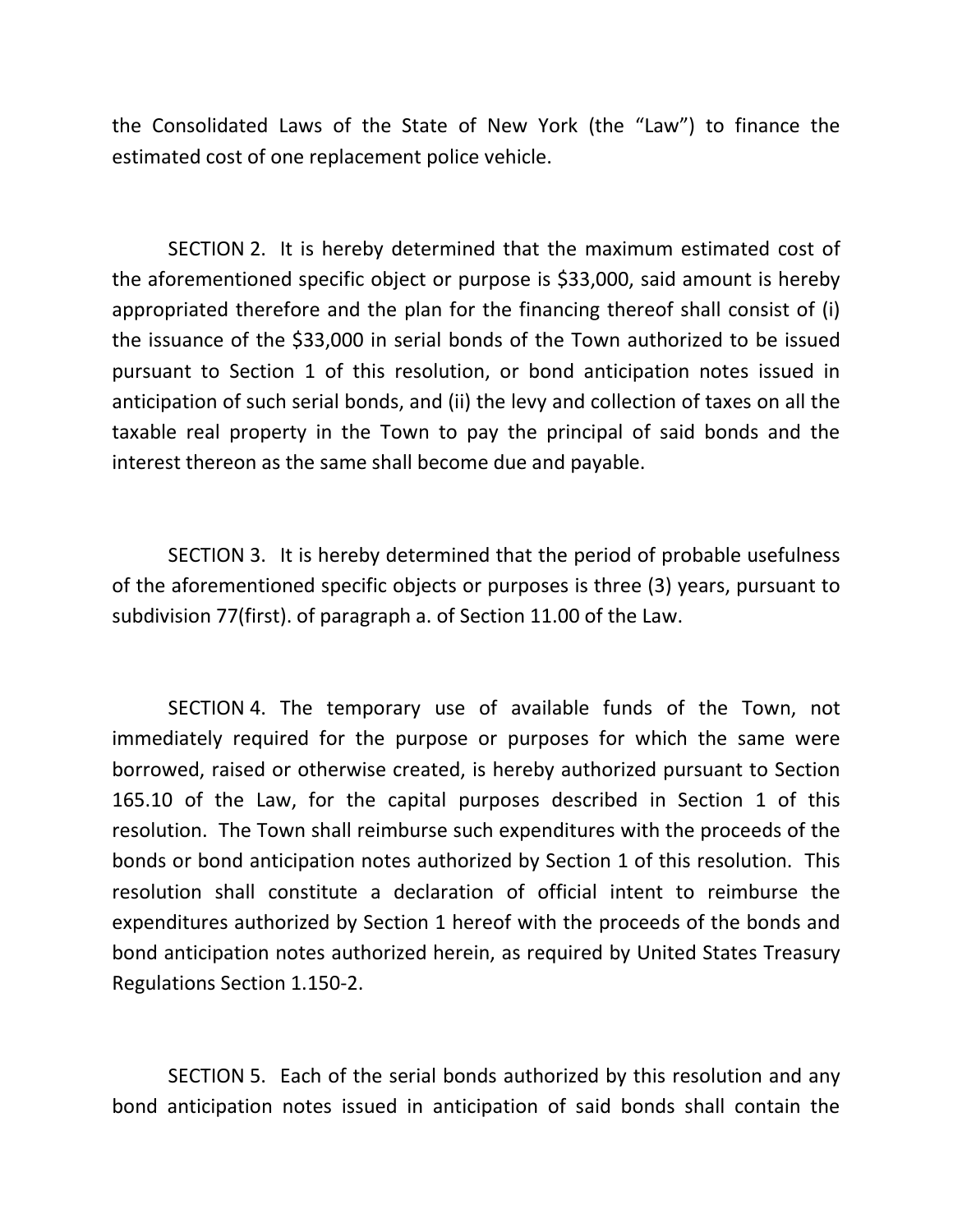the Consolidated Laws of the State of New York (the "Law") to finance the estimated cost of one replacement police vehicle.

SECTION 2. It is hereby determined that the maximum estimated cost of the aforementioned specific object or purpose is $33,000, said amount is hereby appropriated therefore and the plan for the financing thereof shall consist of (i) the issuance of the $33,000 in serial bonds of the Town authorized to be issued pursuant to Section 1 of this resolution, or bond anticipation notes issued in anticipation of such serial bonds, and (ii) the levy and collection of taxes on all the taxable real property in the Town to pay the principal of said bonds and the interest thereon as the same shall become due and payable.

SECTION 3. It is hereby determined that the period of probable usefulness of the aforementioned specific objects or purposes is three (3) years, pursuant to subdivision 77(first). of paragraph a. of Section 11.00 of the Law.

SECTION 4. The temporary use of available funds of the Town, not immediately required for the purpose or purposes for which the same were borrowed, raised or otherwise created, is hereby authorized pursuant to Section 165.10 of the Law, for the capital purposes described in Section 1 of this resolution. The Town shall reimburse such expenditures with the proceeds of the bonds or bond anticipation notes authorized by Section 1 of this resolution. This resolution shall constitute a declaration of official intent to reimburse the expenditures authorized by Section 1 hereof with the proceeds of the bonds and bond anticipation notes authorized herein, as required by United States Treasury Regulations Section 1.150-2.

SECTION 5. Each of the serial bonds authorized by this resolution and any bond anticipation notes issued in anticipation of said bonds shall contain the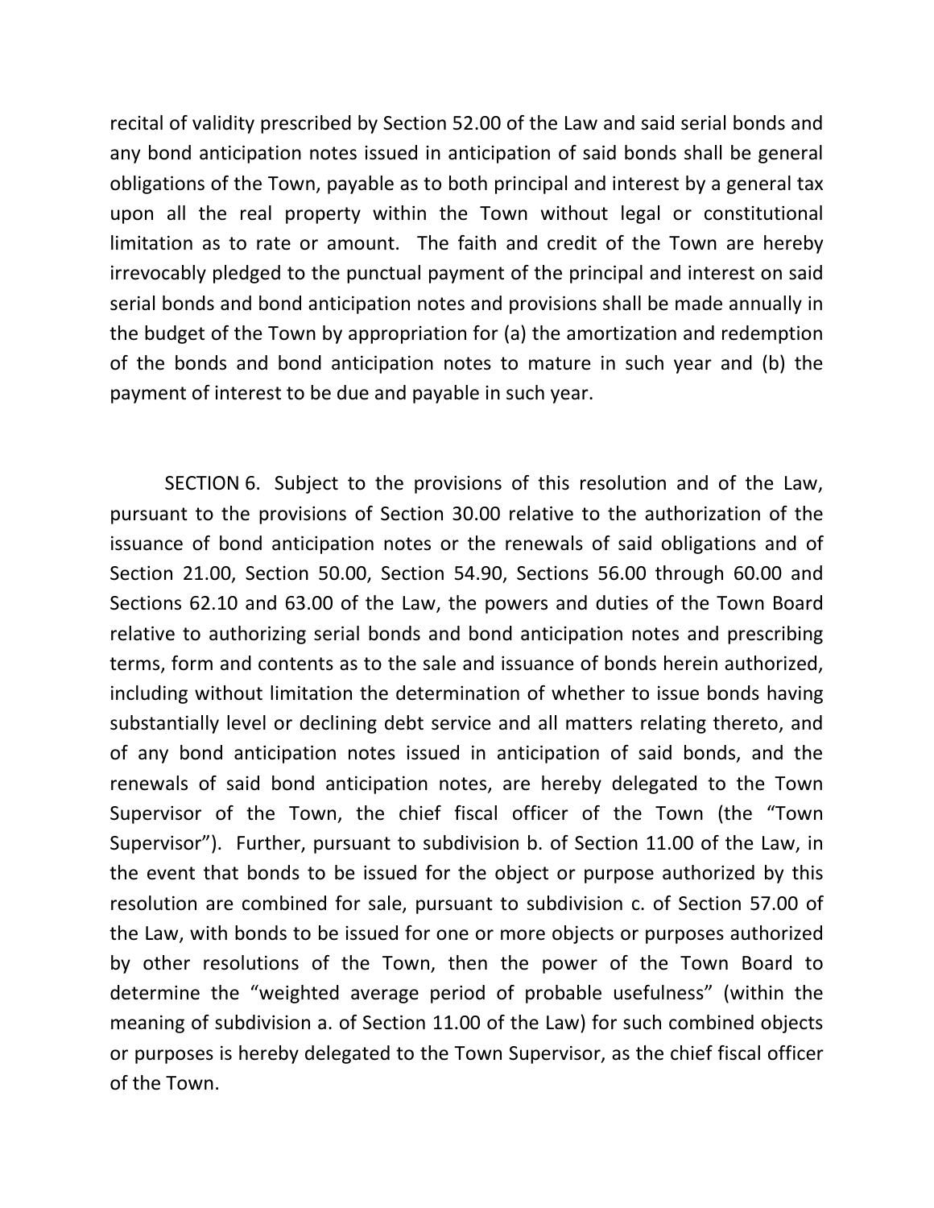recital of validity prescribed by Section 52.00 of the Law and said serial bonds and any bond anticipation notes issued in anticipation of said bonds shall be general obligations of the Town, payable as to both principal and interest by a general tax upon all the real property within the Town without legal or constitutional limitation as to rate or amount. The faith and credit of the Town are hereby irrevocably pledged to the punctual payment of the principal and interest on said serial bonds and bond anticipation notes and provisions shall be made annually in the budget of the Town by appropriation for (a) the amortization and redemption of the bonds and bond anticipation notes to mature in such year and (b) the payment of interest to be due and payable in such year.

SECTION 6. Subject to the provisions of this resolution and of the Law, pursuant to the provisions of Section 30.00 relative to the authorization of the issuance of bond anticipation notes or the renewals of said obligations and of Section 21.00, Section 50.00, Section 54.90, Sections 56.00 through 60.00 and Sections 62.10 and 63.00 of the Law, the powers and duties of the Town Board relative to authorizing serial bonds and bond anticipation notes and prescribing terms, form and contents as to the sale and issuance of bonds herein authorized, including without limitation the determination of whether to issue bonds having substantially level or declining debt service and all matters relating thereto, and of any bond anticipation notes issued in anticipation of said bonds, and the renewals of said bond anticipation notes, are hereby delegated to the Town Supervisor of the Town, the chief fiscal officer of the Town (the "Town Supervisor"). Further, pursuant to subdivision b. of Section 11.00 of the Law, in the event that bonds to be issued for the object or purpose authorized by this resolution are combined for sale, pursuant to subdivision c. of Section 57.00 of the Law, with bonds to be issued for one or more objects or purposes authorized by other resolutions of the Town, then the power of the Town Board to determine the "weighted average period of probable usefulness" (within the meaning of subdivision a. of Section 11.00 of the Law) for such combined objects or purposes is hereby delegated to the Town Supervisor, as the chief fiscal officer of the Town.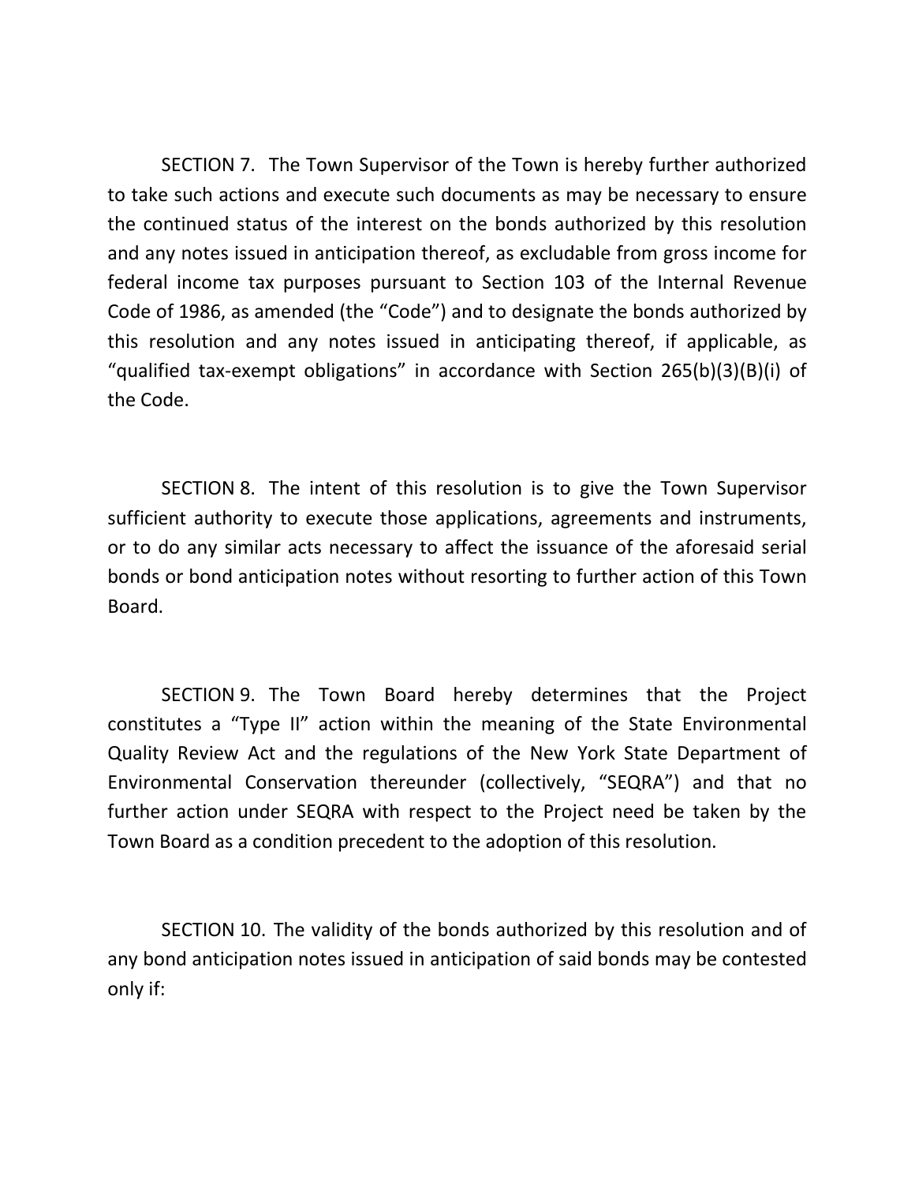SECTION 7. The Town Supervisor of the Town is hereby further authorized to take such actions and execute such documents as may be necessary to ensure the continued status of the interest on the bonds authorized by this resolution and any notes issued in anticipation thereof, as excludable from gross income for federal income tax purposes pursuant to Section 103 of the Internal Revenue Code of 1986, as amended (the "Code") and to designate the bonds authorized by this resolution and any notes issued in anticipating thereof, if applicable, as "qualified tax-exempt obligations" in accordance with Section 265(b)(3)(B)(i) of the Code.

SECTION 8. The intent of this resolution is to give the Town Supervisor sufficient authority to execute those applications, agreements and instruments, or to do any similar acts necessary to affect the issuance of the aforesaid serial bonds or bond anticipation notes without resorting to further action of this Town Board.

SECTION 9. The Town Board hereby determines that the Project constitutes a "Type II" action within the meaning of the State Environmental Quality Review Act and the regulations of the New York State Department of Environmental Conservation thereunder (collectively, "SEQRA") and that no further action under SEQRA with respect to the Project need be taken by the Town Board as a condition precedent to the adoption of this resolution.

SECTION 10. The validity of the bonds authorized by this resolution and of any bond anticipation notes issued in anticipation of said bonds may be contested only if: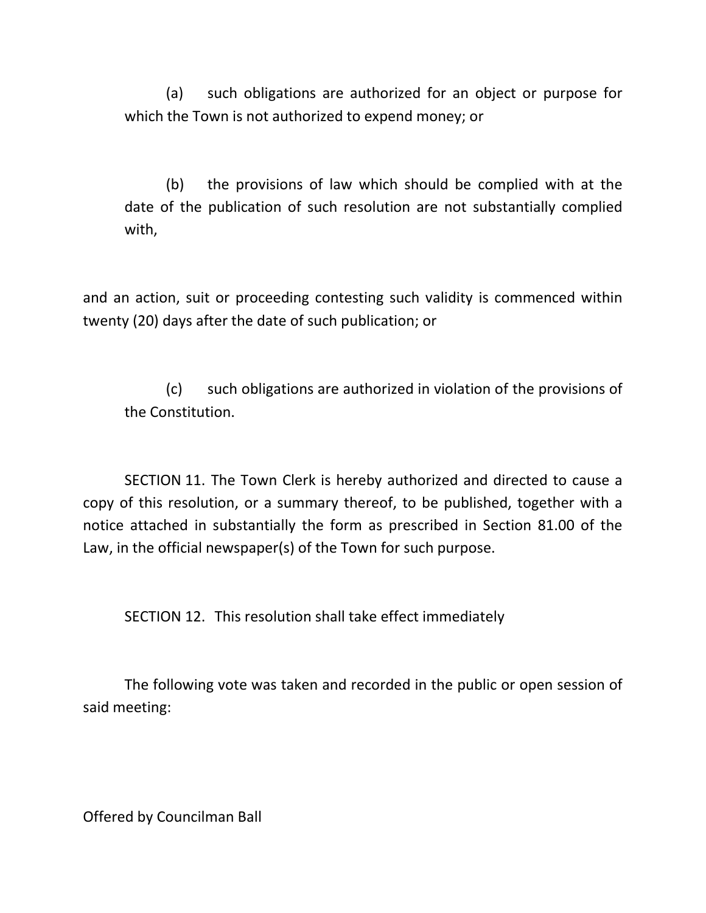(a) such obligations are authorized for an object or purpose for which the Town is not authorized to expend money; or

(b) the provisions of law which should be complied with at the date of the publication of such resolution are not substantially complied with,

and an action, suit or proceeding contesting such validity is commenced within twenty (20) days after the date of such publication; or

(c) such obligations are authorized in violation of the provisions of the Constitution.

SECTION 11. The Town Clerk is hereby authorized and directed to cause a copy of this resolution, or a summary thereof, to be published, together with a notice attached in substantially the form as prescribed in Section 81.00 of the Law, in the official newspaper(s) of the Town for such purpose.

SECTION 12. This resolution shall take effect immediately

The following vote was taken and recorded in the public or open session of said meeting:

Offered by Councilman Ball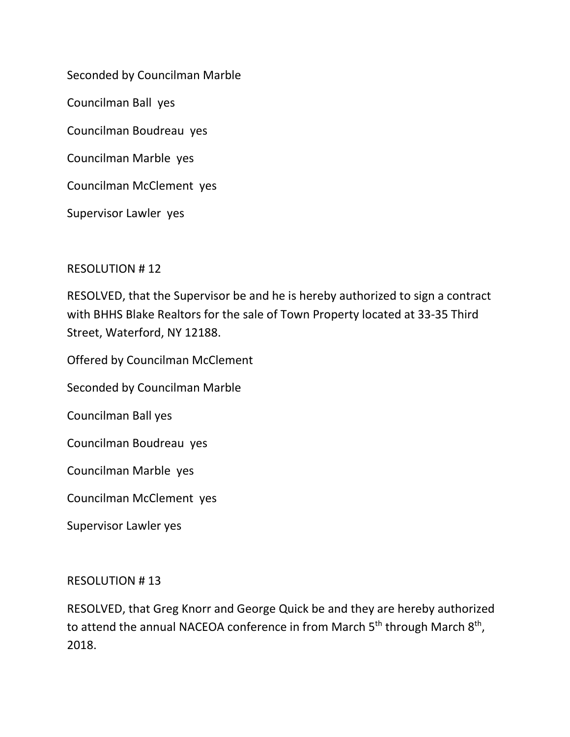Seconded by Councilman Marble

Councilman Ball yes

Councilman Boudreau yes

Councilman Marble yes

Councilman McClement yes

Supervisor Lawler yes

RESOLUTION # 12

RESOLVED, that the Supervisor be and he is hereby authorized to sign a contract with BHHS Blake Realtors for the sale of Town Property located at 33-35 Third Street, Waterford, NY 12188.

Offered by Councilman McClement

Seconded by Councilman Marble

Councilman Ball yes

Councilman Boudreau yes

Councilman Marble yes

Councilman McClement yes

Supervisor Lawler yes

RESOLUTION # 13

RESOLVED, that Greg Knorr and George Quick be and they are hereby authorized to attend the annual NACEOA conference in from March 5th through March 8th, 2018.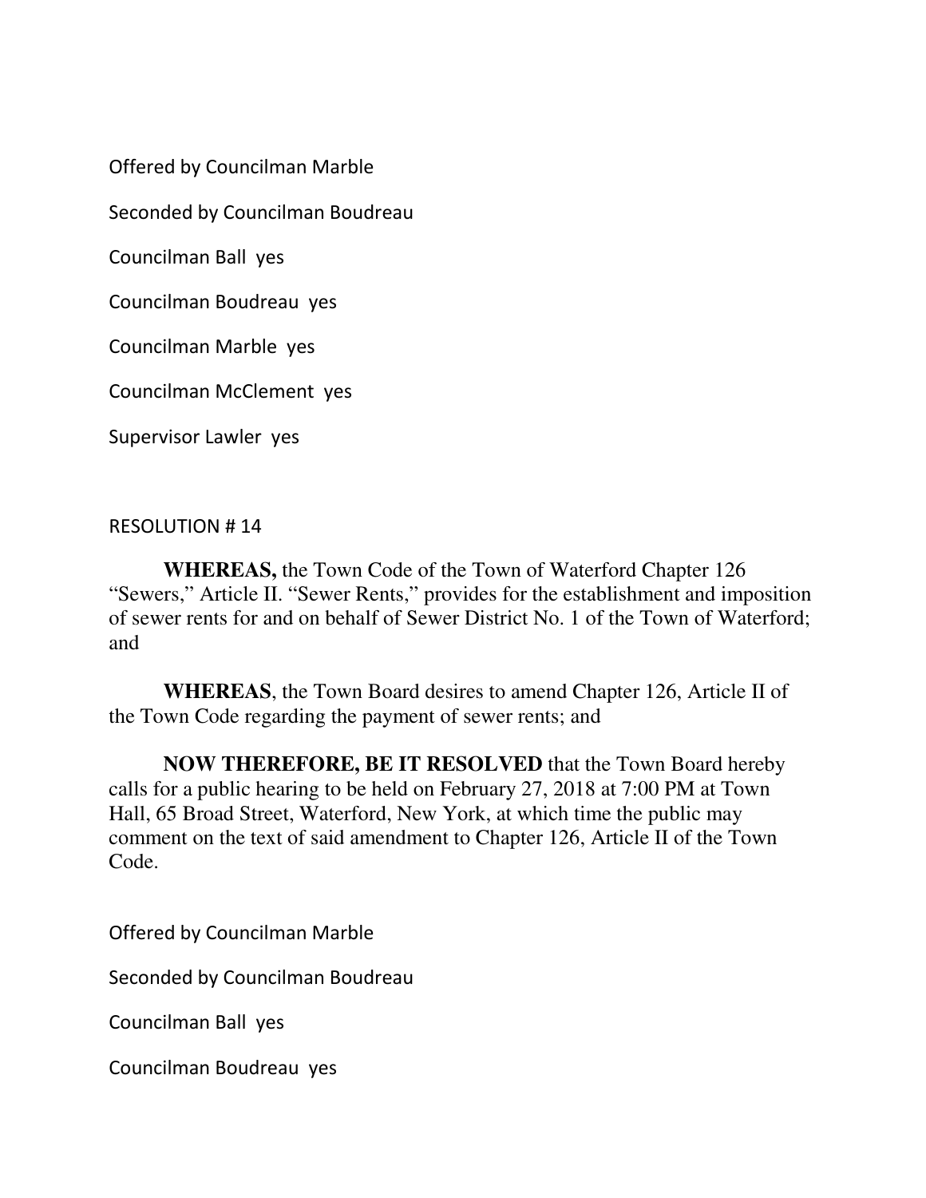Offered by Councilman Marble

Seconded by Councilman Boudreau

Councilman Ball yes

Councilman Boudreau yes

Councilman Marble yes

Councilman McClement yes

Supervisor Lawler yes

RESOLUTION # 14

**WHEREAS,** the Town Code of the Town of Waterford Chapter 126 "Sewers," Article II. "Sewer Rents," provides for the establishment and imposition of sewer rents for and on behalf of Sewer District No. 1 of the Town of Waterford; and

**WHEREAS**, the Town Board desires to amend Chapter 126, Article II of the Town Code regarding the payment of sewer rents; and

**NOW THEREFORE, BE IT RESOLVED** that the Town Board hereby calls for a public hearing to be held on February 27, 2018 at 7:00 PM at Town Hall, 65 Broad Street, Waterford, New York, at which time the public may comment on the text of said amendment to Chapter 126, Article II of the Town Code.

Offered by Councilman Marble

Seconded by Councilman Boudreau

Councilman Ball yes

Councilman Boudreau yes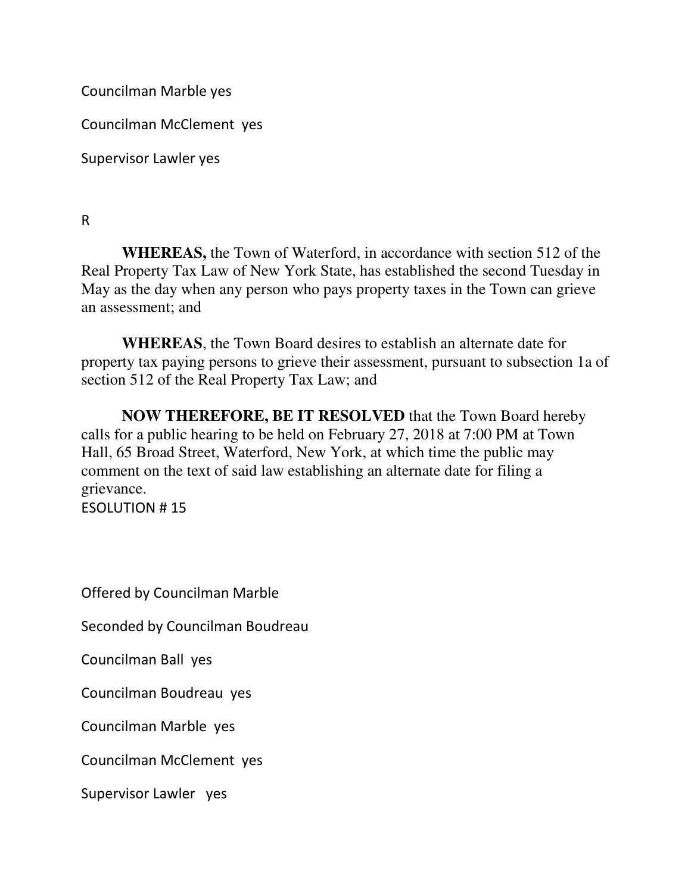Councilman Marble yes

Councilman McClement yes

Supervisor Lawler yes

R

**WHEREAS,** the Town of Waterford, in accordance with section 512 of the Real Property Tax Law of New York State, has established the second Tuesday in May as the day when any person who pays property taxes in the Town can grieve an assessment; and

**WHEREAS**, the Town Board desires to establish an alternate date for property tax paying persons to grieve their assessment, pursuant to subsection 1a of section 512 of the Real Property Tax Law; and

**NOW THEREFORE, BE IT RESOLVED** that the Town Board hereby calls for a public hearing to be held on February 27, 2018 at 7:00 PM at Town Hall, 65 Broad Street, Waterford, New York, at which time the public may comment on the text of said law establishing an alternate date for filing a grievance.

ESOLUTION # 15

Offered by Councilman Marble

Seconded by Councilman Boudreau

Councilman Ball yes

Councilman Boudreau yes

Councilman Marble yes

Councilman McClement yes

Supervisor Lawler yes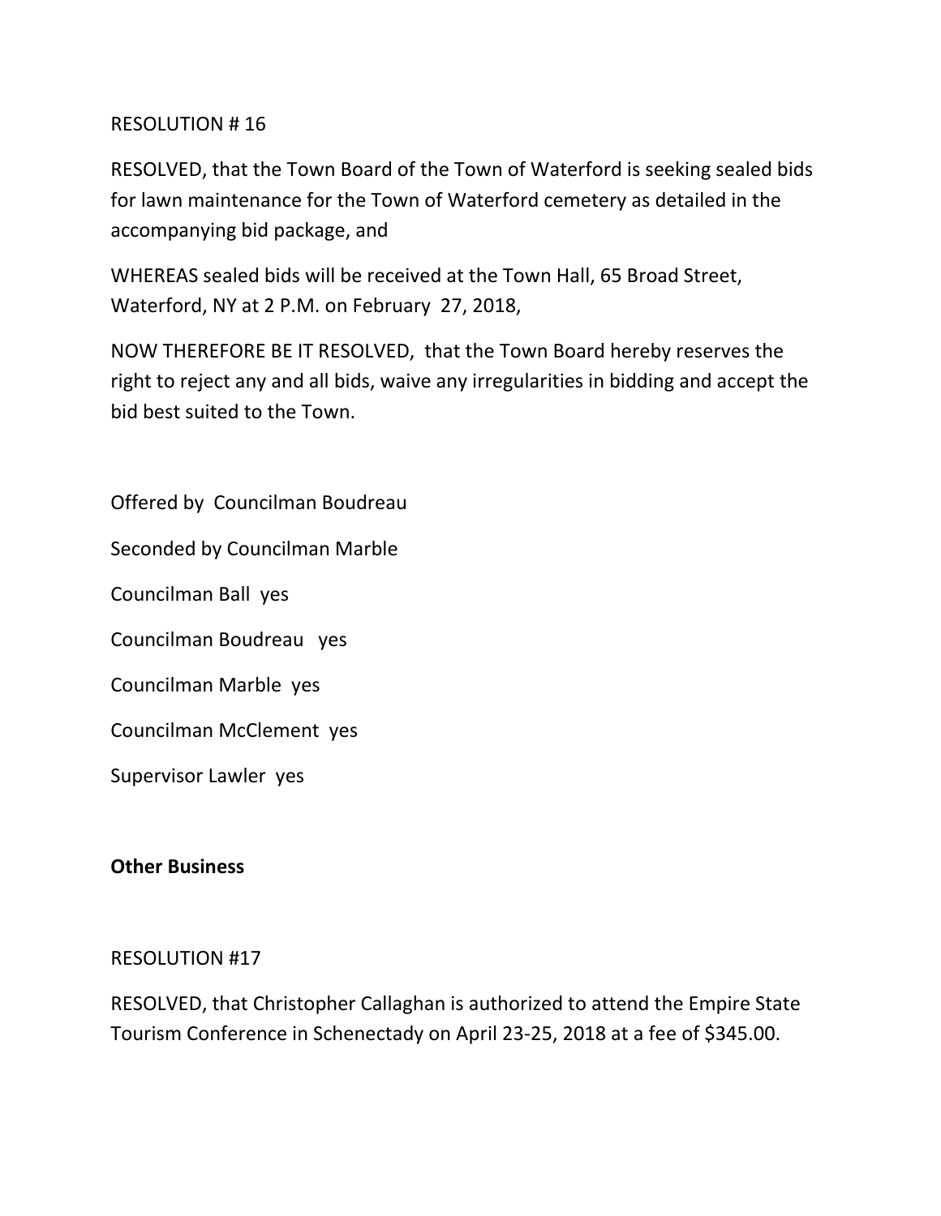RESOLUTION # 16

RESOLVED, that the Town Board of the Town of Waterford is seeking sealed bids for lawn maintenance for the Town of Waterford cemetery as detailed in the accompanying bid package, and

WHEREAS sealed bids will be received at the Town Hall, 65 Broad Street, Waterford, NY at 2 P.M. on February 27, 2018,

NOW THEREFORE BE IT RESOLVED, that the Town Board hereby reserves the right to reject any and all bids, waive any irregularities in bidding and accept the bid best suited to the Town.

Offered by Councilman Boudreau

Seconded by Councilman Marble

Councilman Ball yes

Councilman Boudreau yes

Councilman Marble yes

Councilman McClement yes

Supervisor Lawler yes

**Other Business**

RESOLUTION #17

RESOLVED, that Christopher Callaghan is authorized to attend the Empire State Tourism Conference in Schenectady on April 23-25, 2018 at a fee of $345.00.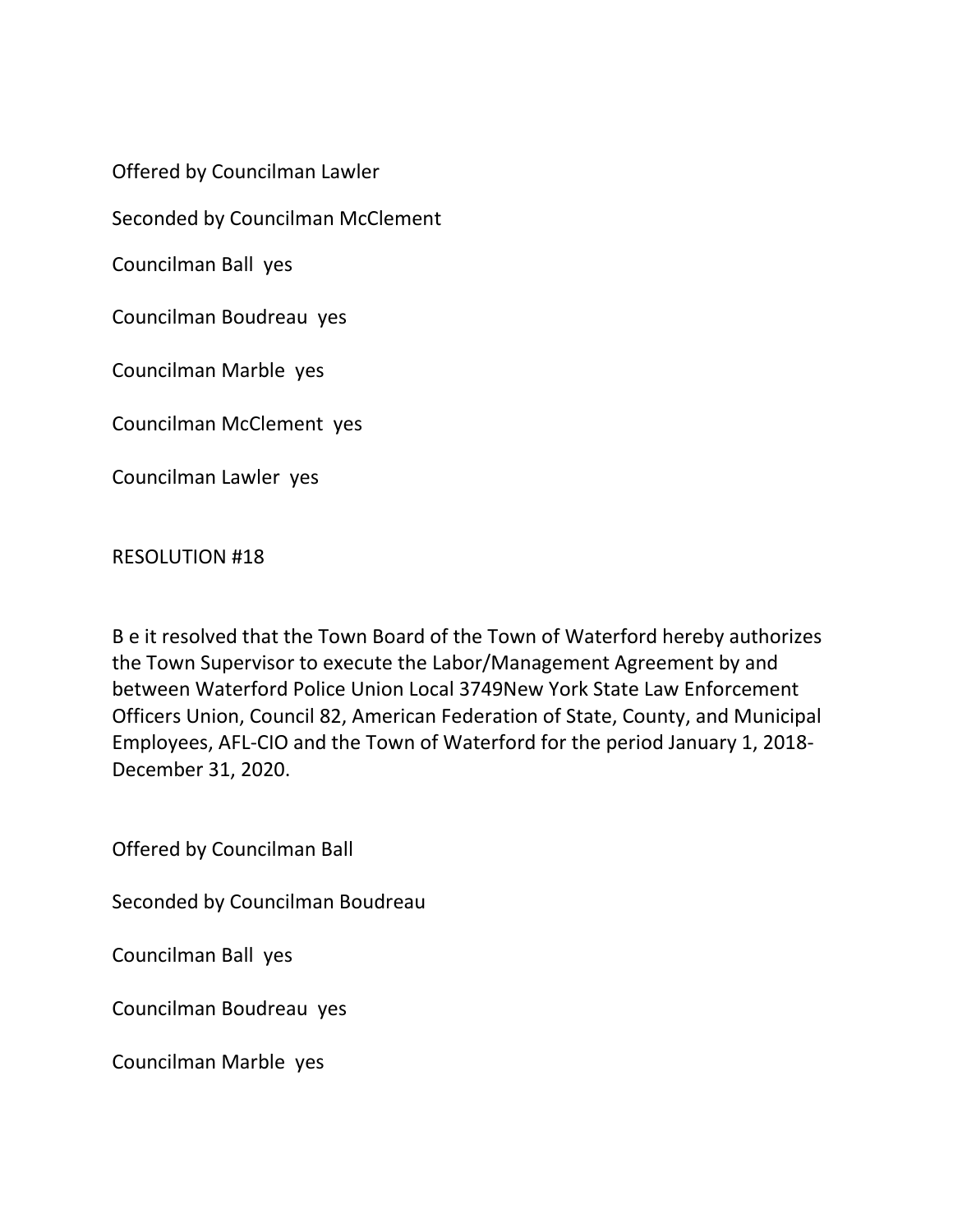Offered by Councilman Lawler

Seconded by Councilman McClement

Councilman Ball yes

Councilman Boudreau yes

Councilman Marble yes

Councilman McClement yes

Councilman Lawler yes

RESOLUTION #18

B e it resolved that the Town Board of the Town of Waterford hereby authorizes the Town Supervisor to execute the Labor/Management Agreement by and between Waterford Police Union Local 3749New York State Law Enforcement Officers Union, Council 82, American Federation of State, County, and Municipal Employees, AFL-CIO and the Town of Waterford for the period January 1, 2018-December 31, 2020.

Offered by Councilman Ball

Seconded by Councilman Boudreau

Councilman Ball yes

Councilman Boudreau yes

Councilman Marble yes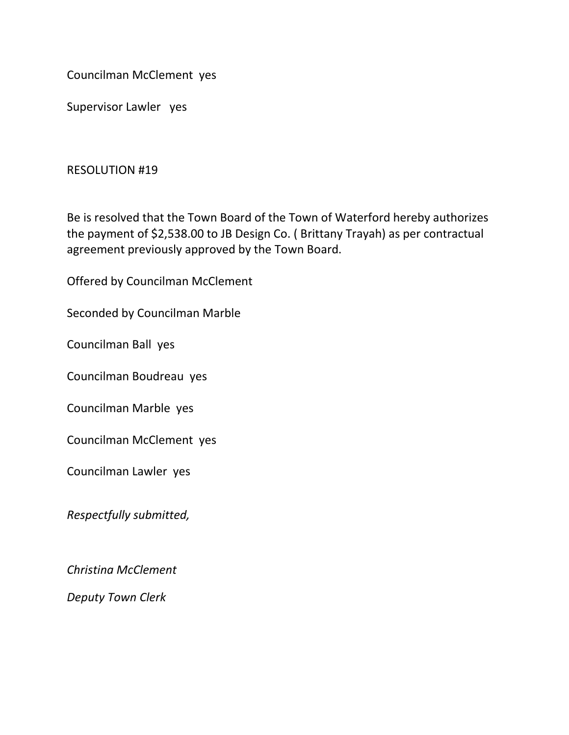Councilman McClement yes

Supervisor Lawler yes

RESOLUTION #19

Be is resolved that the Town Board of the Town of Waterford hereby authorizes the payment of $2,538.00 to JB Design Co. ( Brittany Trayah) as per contractual agreement previously approved by the Town Board.

Offered by Councilman McClement

Seconded by Councilman Marble

Councilman Ball yes

Councilman Boudreau yes

Councilman Marble yes

Councilman McClement yes

Councilman Lawler yes

*Respectfully submitted,*

*Christina McClement*

*Deputy Town Clerk*